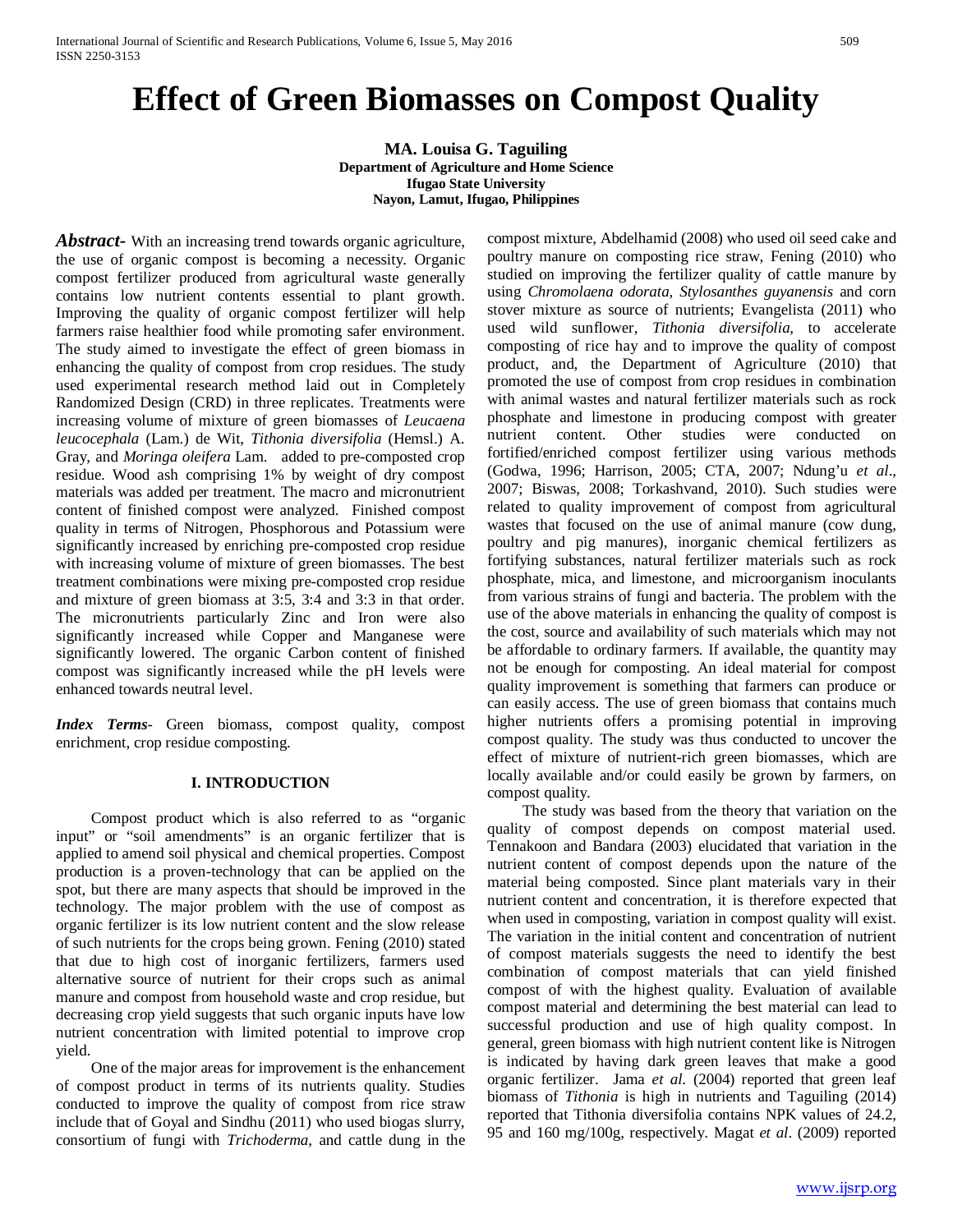# Effect of Green Biomasses on Compost Quality

**MA. Louisa G. Taguiling**
**Department of Agriculture and Home Science**
**Ifugao State University**
**Nayon, Lamut, Ifugao, Philippines**

***Abstract-*** With an increasing trend towards organic agriculture, the use of organic compost is becoming a necessity. Organic compost fertilizer produced from agricultural waste generally contains low nutrient contents essential to plant growth. Improving the quality of organic compost fertilizer will help farmers raise healthier food while promoting safer environment. The study aimed to investigate the effect of green biomass in enhancing the quality of compost from crop residues. The study used experimental research method laid out in Completely Randomized Design (CRD) in three replicates. Treatments were increasing volume of mixture of green biomasses of *Leucaena leucocephala* (Lam.) de Wit, *Tithonia diversifolia* (Hemsl.) A. Gray, and *Moringa oleifera* Lam. added to pre-composted crop residue. Wood ash comprising 1% by weight of dry compost materials was added per treatment. The macro and micronutrient content of finished compost were analyzed. Finished compost quality in terms of Nitrogen, Phosphorous and Potassium were significantly increased by enriching pre-composted crop residue with increasing volume of mixture of green biomasses. The best treatment combinations were mixing pre-composted crop residue and mixture of green biomass at 3:5, 3:4 and 3:3 in that order. The micronutrients particularly Zinc and Iron were also significantly increased while Copper and Manganese were significantly lowered. The organic Carbon content of finished compost was significantly increased while the pH levels were enhanced towards neutral level.

***Index Terms-*** Green biomass, compost quality, compost enrichment, crop residue composting.

## I. INTRODUCTION

Compost product which is also referred to as "organic input" or "soil amendments" is an organic fertilizer that is applied to amend soil physical and chemical properties. Compost production is a proven-technology that can be applied on the spot, but there are many aspects that should be improved in the technology. The major problem with the use of compost as organic fertilizer is its low nutrient content and the slow release of such nutrients for the crops being grown. Fening (2010) stated that due to high cost of inorganic fertilizers, farmers used alternative source of nutrient for their crops such as animal manure and compost from household waste and crop residue, but decreasing crop yield suggests that such organic inputs have low nutrient concentration with limited potential to improve crop yield.

One of the major areas for improvement is the enhancement of compost product in terms of its nutrients quality. Studies conducted to improve the quality of compost from rice straw include that of Goyal and Sindhu (2011) who used biogas slurry, consortium of fungi with *Trichoderma*, and cattle dung in the compost mixture, Abdelhamid (2008) who used oil seed cake and poultry manure on composting rice straw, Fening (2010) who studied on improving the fertilizer quality of cattle manure by using *Chromolaena odorata*, *Stylosanthes guyanensis* and corn stover mixture as source of nutrients; Evangelista (2011) who used wild sunflower, *Tithonia diversifolia*, to accelerate composting of rice hay and to improve the quality of compost product, and, the Department of Agriculture (2010) that promoted the use of compost from crop residues in combination with animal wastes and natural fertilizer materials such as rock phosphate and limestone in producing compost with greater nutrient content. Other studies were conducted on fortified/enriched compost fertilizer using various methods (Godwa, 1996; Harrison, 2005; CTA, 2007; Ndung'u *et al*., 2007; Biswas, 2008; Torkashvand, 2010). Such studies were related to quality improvement of compost from agricultural wastes that focused on the use of animal manure (cow dung, poultry and pig manures), inorganic chemical fertilizers as fortifying substances, natural fertilizer materials such as rock phosphate, mica, and limestone, and microorganism inoculants from various strains of fungi and bacteria. The problem with the use of the above materials in enhancing the quality of compost is the cost, source and availability of such materials which may not be affordable to ordinary farmers. If available, the quantity may not be enough for composting. An ideal material for compost quality improvement is something that farmers can produce or can easily access. The use of green biomass that contains much higher nutrients offers a promising potential in improving compost quality. The study was thus conducted to uncover the effect of mixture of nutrient-rich green biomasses, which are locally available and/or could easily be grown by farmers, on compost quality.

The study was based from the theory that variation on the quality of compost depends on compost material used. Tennakoon and Bandara (2003) elucidated that variation in the nutrient content of compost depends upon the nature of the material being composted. Since plant materials vary in their nutrient content and concentration, it is therefore expected that when used in composting, variation in compost quality will exist. The variation in the initial content and concentration of nutrient of compost materials suggests the need to identify the best combination of compost materials that can yield finished compost of with the highest quality. Evaluation of available compost material and determining the best material can lead to successful production and use of high quality compost. In general, green biomass with high nutrient content like is Nitrogen is indicated by having dark green leaves that make a good organic fertilizer. Jama *et al.* (2004) reported that green leaf biomass of *Tithonia* is high in nutrients and Taguiling (2014) reported that Tithonia diversifolia contains NPK values of 24.2, 95 and 160 mg/100g, respectively. Magat *et al*. (2009) reported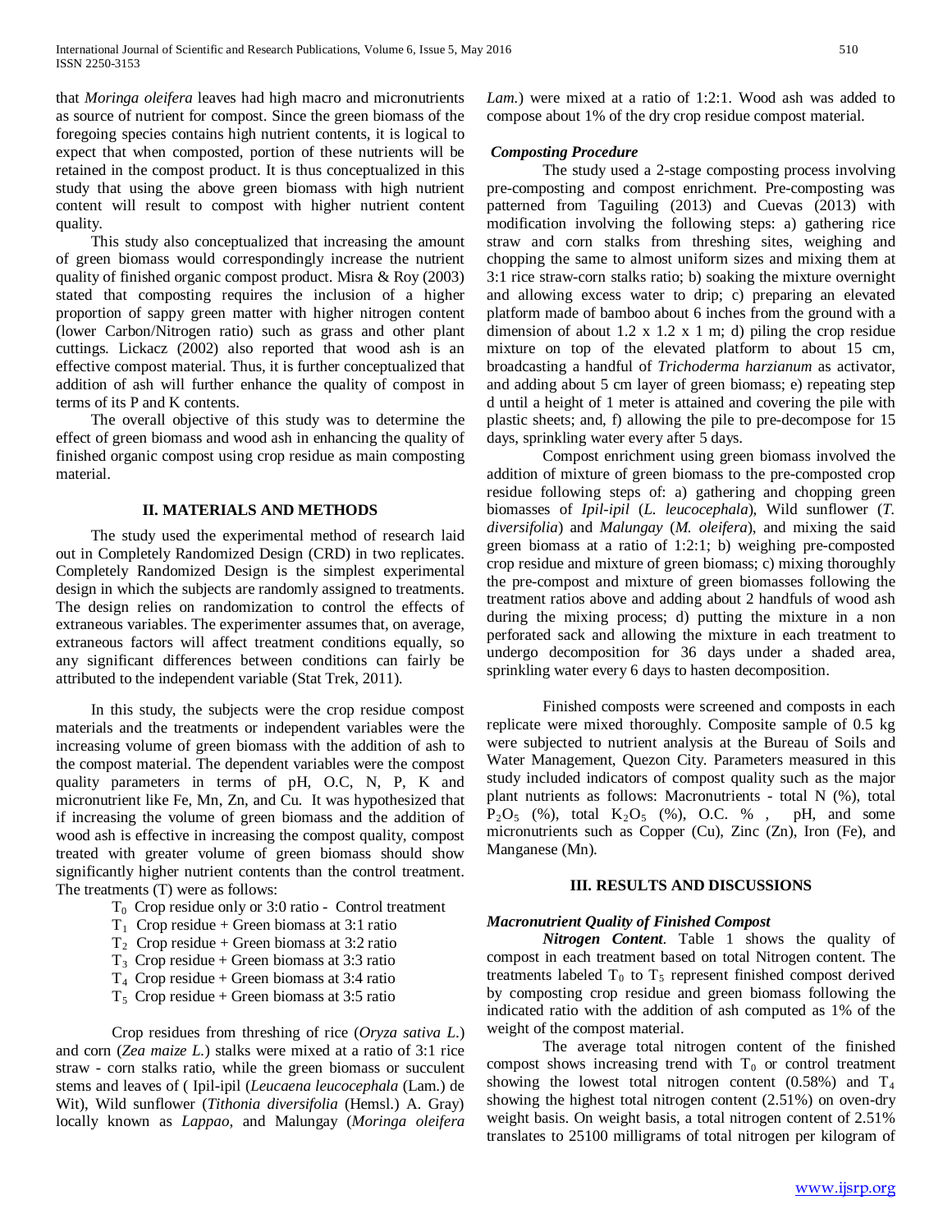that *Moringa oleifera* leaves had high macro and micronutrients as source of nutrient for compost. Since the green biomass of the foregoing species contains high nutrient contents, it is logical to expect that when composted, portion of these nutrients will be retained in the compost product. It is thus conceptualized in this study that using the above green biomass with high nutrient content will result to compost with higher nutrient content quality.

This study also conceptualized that increasing the amount of green biomass would correspondingly increase the nutrient quality of finished organic compost product. Misra & Roy (2003) stated that composting requires the inclusion of a higher proportion of sappy green matter with higher nitrogen content (lower Carbon/Nitrogen ratio) such as grass and other plant cuttings. Lickacz (2002) also reported that wood ash is an effective compost material. Thus, it is further conceptualized that addition of ash will further enhance the quality of compost in terms of its P and K contents.

The overall objective of this study was to determine the effect of green biomass and wood ash in enhancing the quality of finished organic compost using crop residue as main composting material.

## II. MATERIALS AND METHODS

The study used the experimental method of research laid out in Completely Randomized Design (CRD) in two replicates. Completely Randomized Design is the simplest experimental design in which the subjects are randomly assigned to treatments. The design relies on randomization to control the effects of extraneous variables. The experimenter assumes that, on average, extraneous factors will affect treatment conditions equally, so any significant differences between conditions can fairly be attributed to the independent variable (Stat Trek, 2011).

In this study, the subjects were the crop residue compost materials and the treatments or independent variables were the increasing volume of green biomass with the addition of ash to the compost material. The dependent variables were the compost quality parameters in terms of pH, O.C, N, P, K and micronutrient like Fe, Mn, Zn, and Cu. It was hypothesized that if increasing the volume of green biomass and the addition of wood ash is effective in increasing the compost quality, compost treated with greater volume of green biomass should show significantly higher nutrient contents than the control treatment. The treatments (T) were as follows:

- $T_0$ Crop residue only or 3:0 ratio - Control treatment
- $T_1$ Crop residue + Green biomass at 3:1 ratio
- $T_2$ Crop residue + Green biomass at 3:2 ratio
- $T_3$ Crop residue + Green biomass at 3:3 ratio
- $T_4$ Crop residue + Green biomass at 3:4 ratio
- $T_5$ Crop residue + Green biomass at 3:5 ratio

Crop residues from threshing of rice (*Oryza sativa L.*) and corn (*Zea maize L.*) stalks were mixed at a ratio of 3:1 rice straw - corn stalks ratio, while the green biomass or succulent stems and leaves of ( Ipil-ipil (*Leucaena leucocephala* (Lam.) de Wit), Wild sunflower (*Tithonia diversifolia* (Hemsl.) A. Gray) locally known as *Lappao*, and Malungay (*Moringa oleifera Lam.*) were mixed at a ratio of 1:2:1. Wood ash was added to compose about 1% of the dry crop residue compost material.

### *Composting Procedure*

The study used a 2-stage composting process involving pre-composting and compost enrichment. Pre-composting was patterned from Taguiling (2013) and Cuevas (2013) with modification involving the following steps: a) gathering rice straw and corn stalks from threshing sites, weighing and chopping the same to almost uniform sizes and mixing them at 3:1 rice straw-corn stalks ratio; b) soaking the mixture overnight and allowing excess water to drip; c) preparing an elevated platform made of bamboo about 6 inches from the ground with a dimension of about 1.2 x 1.2 x 1 m; d) piling the crop residue mixture on top of the elevated platform to about 15 cm, broadcasting a handful of *Trichoderma harzianum* as activator, and adding about 5 cm layer of green biomass; e) repeating step d until a height of 1 meter is attained and covering the pile with plastic sheets; and, f) allowing the pile to pre-decompose for 15 days, sprinkling water every after 5 days.

Compost enrichment using green biomass involved the addition of mixture of green biomass to the pre-composted crop residue following steps of: a) gathering and chopping green biomasses of *Ipil-ipil* (*L. leucocephala*), Wild sunflower (*T. diversifolia*) and *Malungay* (*M. oleifera*), and mixing the said green biomass at a ratio of 1:2:1; b) weighing pre-composted crop residue and mixture of green biomass; c) mixing thoroughly the pre-compost and mixture of green biomasses following the treatment ratios above and adding about 2 handfuls of wood ash during the mixing process; d) putting the mixture in a non perforated sack and allowing the mixture in each treatment to undergo decomposition for 36 days under a shaded area, sprinkling water every 6 days to hasten decomposition.

Finished composts were screened and composts in each replicate were mixed thoroughly. Composite sample of 0.5 kg were subjected to nutrient analysis at the Bureau of Soils and Water Management, Quezon City. Parameters measured in this study included indicators of compost quality such as the major plant nutrients as follows: Macronutrients - total N (%), total $P_2O_5$ (%), total $K_2O_5$ (%), O.C. % , pH, and some micronutrients such as Copper (Cu), Zinc (Zn), Iron (Fe), and Manganese (Mn).

## III. RESULTS AND DISCUSSIONS

### *Macronutrient Quality of Finished Compost*

***Nitrogen Content***. Table 1 shows the quality of compost in each treatment based on total Nitrogen content. The treatments labeled $T_0$ to $T_5$ represent finished compost derived by composting crop residue and green biomass following the indicated ratio with the addition of ash computed as 1% of the weight of the compost material.

The average total nitrogen content of the finished compost shows increasing trend with $T_0$ or control treatment showing the lowest total nitrogen content (0.58%) and $T_4$ showing the highest total nitrogen content (2.51%) on oven-dry weight basis. On weight basis, a total nitrogen content of 2.51% translates to 25100 milligrams of total nitrogen per kilogram of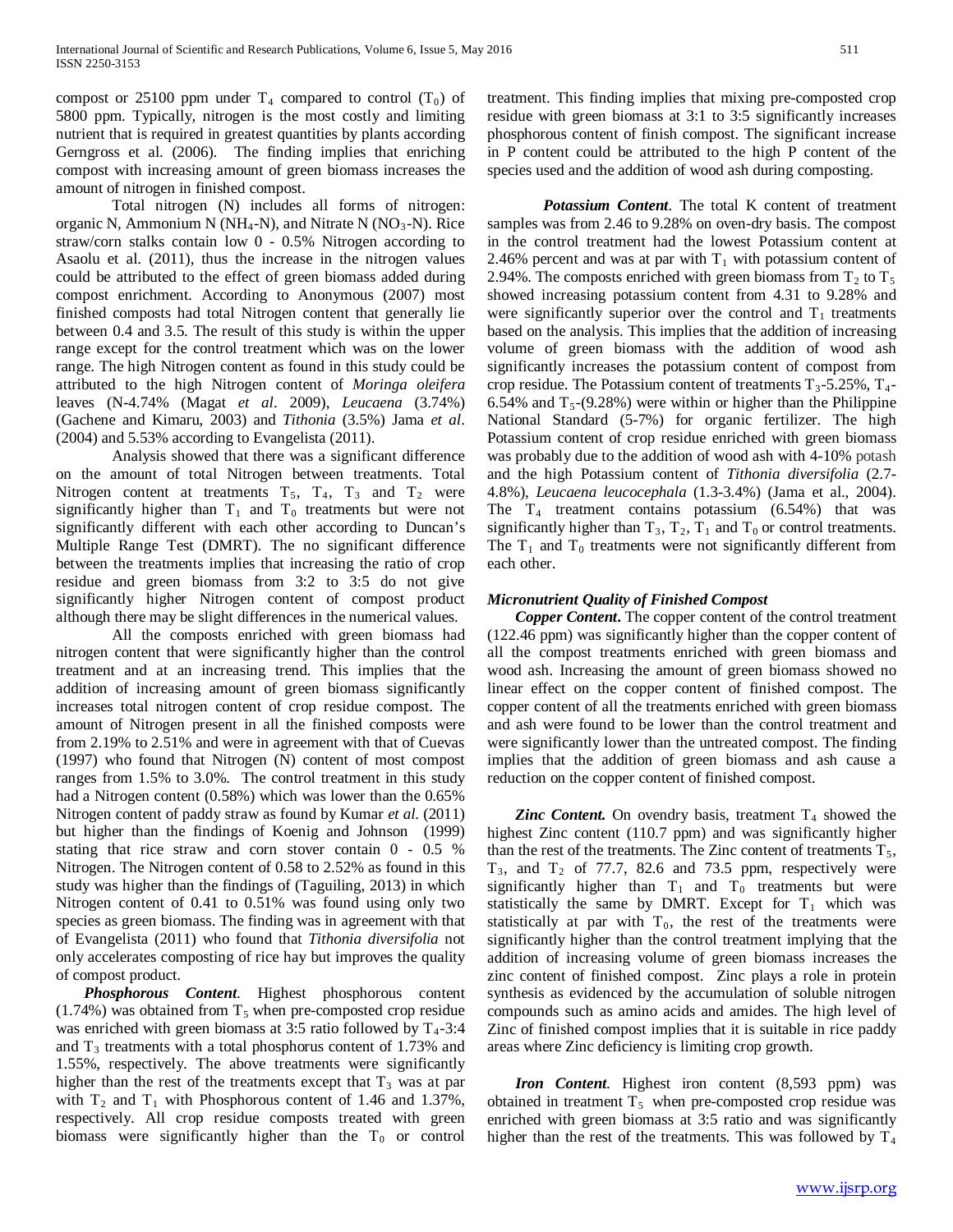compost or 25100 ppm under $T_4$ compared to control ($T_0$) of 5800 ppm. Typically, nitrogen is the most costly and limiting nutrient that is required in greatest quantities by plants according Gerngross et al. (2006). The finding implies that enriching compost with increasing amount of green biomass increases the amount of nitrogen in finished compost.

Total nitrogen (N) includes all forms of nitrogen: organic N, Ammonium N ($NH_4$-N), and Nitrate N ($NO_3$-N). Rice straw/corn stalks contain low 0 - 0.5% Nitrogen according to Asaolu et al. (2011), thus the increase in the nitrogen values could be attributed to the effect of green biomass added during compost enrichment. According to Anonymous (2007) most finished composts had total Nitrogen content that generally lie between 0.4 and 3.5. The result of this study is within the upper range except for the control treatment which was on the lower range. The high Nitrogen content as found in this study could be attributed to the high Nitrogen content of *Moringa oleifera* leaves (N-4.74% (Magat *et al*. 2009), *Leucaena* (3.74%) (Gachene and Kimaru, 2003) and *Tithonia* (3.5%) Jama *et al*. (2004) and 5.53% according to Evangelista (2011).

Analysis showed that there was a significant difference on the amount of total Nitrogen between treatments. Total Nitrogen content at treatments $T_5$, $T_4$, $T_3$ and $T_2$ were significantly higher than $T_1$ and $T_0$ treatments but were not significantly different with each other according to Duncan's Multiple Range Test (DMRT). The no significant difference between the treatments implies that increasing the ratio of crop residue and green biomass from 3:2 to 3:5 do not give significantly higher Nitrogen content of compost product although there may be slight differences in the numerical values.

All the composts enriched with green biomass had nitrogen content that were significantly higher than the control treatment and at an increasing trend. This implies that the addition of increasing amount of green biomass significantly increases total nitrogen content of crop residue compost. The amount of Nitrogen present in all the finished composts were from 2.19% to 2.51% and were in agreement with that of Cuevas (1997) who found that Nitrogen (N) content of most compost ranges from 1.5% to 3.0%. The control treatment in this study had a Nitrogen content (0.58%) which was lower than the 0.65% Nitrogen content of paddy straw as found by Kumar *et al*. (2011) but higher than the findings of Koenig and Johnson (1999) stating that rice straw and corn stover contain 0 - 0.5 % Nitrogen. The Nitrogen content of 0.58 to 2.52% as found in this study was higher than the findings of (Taguiling, 2013) in which Nitrogen content of 0.41 to 0.51% was found using only two species as green biomass. The finding was in agreement with that of Evangelista (2011) who found that *Tithonia diversifolia* not only accelerates composting of rice hay but improves the quality of compost product.

***Phosphorous Content***. Highest phosphorous content (1.74%) was obtained from $T_5$ when pre-composted crop residue was enriched with green biomass at 3:5 ratio followed by $T_4$-3:4 and $T_3$ treatments with a total phosphorus content of 1.73% and 1.55%, respectively. The above treatments were significantly higher than the rest of the treatments except that $T_3$ was at par with $T_2$ and $T_1$ with Phosphorous content of 1.46 and 1.37%, respectively. All crop residue composts treated with green biomass were significantly higher than the $T_0$ or control treatment. This finding implies that mixing pre-composted crop residue with green biomass at 3:1 to 3:5 significantly increases phosphorous content of finish compost. The significant increase in P content could be attributed to the high P content of the species used and the addition of wood ash during composting.

***Potassium Content***. The total K content of treatment samples was from 2.46 to 9.28% on oven-dry basis. The compost in the control treatment had the lowest Potassium content at 2.46% percent and was at par with $T_1$ with potassium content of 2.94%. The composts enriched with green biomass from $T_2$ to $T_5$ showed increasing potassium content from 4.31 to 9.28% and were significantly superior over the control and $T_1$ treatments based on the analysis. This implies that the addition of increasing volume of green biomass with the addition of wood ash significantly increases the potassium content of compost from crop residue. The Potassium content of treatments $T_3$-5.25%, $T_4$-6.54% and $T_5$-(9.28%) were within or higher than the Philippine National Standard (5-7%) for organic fertilizer. The high Potassium content of crop residue enriched with green biomass was probably due to the addition of wood ash with 4-10% potash and the high Potassium content of *Tithonia diversifolia* (2.7-4.8%), *Leucaena leucocephala* (1.3-3.4%) (Jama et al., 2004). The $T_4$ treatment contains potassium (6.54%) that was significantly higher than $T_3$, $T_2$, $T_1$ and $T_0$ or control treatments. The $T_1$ and $T_0$ treatments were not significantly different from each other.

### *Micronutrient Quality of Finished Compost*

***Copper Content***. The copper content of the control treatment (122.46 ppm) was significantly higher than the copper content of all the compost treatments enriched with green biomass and wood ash. Increasing the amount of green biomass showed no linear effect on the copper content of finished compost. The copper content of all the treatments enriched with green biomass and ash were found to be lower than the control treatment and were significantly lower than the untreated compost. The finding implies that the addition of green biomass and ash cause a reduction on the copper content of finished compost.

***Zinc Content.*** On ovendry basis, treatment $T_4$ showed the highest Zinc content (110.7 ppm) and was significantly higher than the rest of the treatments. The Zinc content of treatments $T_5$, $T_3$, and $T_2$ of 77.7, 82.6 and 73.5 ppm, respectively were significantly higher than $T_1$ and $T_0$ treatments but were statistically the same by DMRT. Except for $T_1$ which was statistically at par with $T_0$, the rest of the treatments were significantly higher than the control treatment implying that the addition of increasing volume of green biomass increases the zinc content of finished compost. Zinc plays a role in protein synthesis as evidenced by the accumulation of soluble nitrogen compounds such as amino acids and amides. The high level of Zinc of finished compost implies that it is suitable in rice paddy areas where Zinc deficiency is limiting crop growth.

***Iron Content***. Highest iron content (8,593 ppm) was obtained in treatment $T_5$ when pre-composted crop residue was enriched with green biomass at 3:5 ratio and was significantly higher than the rest of the treatments. This was followed by $T_4$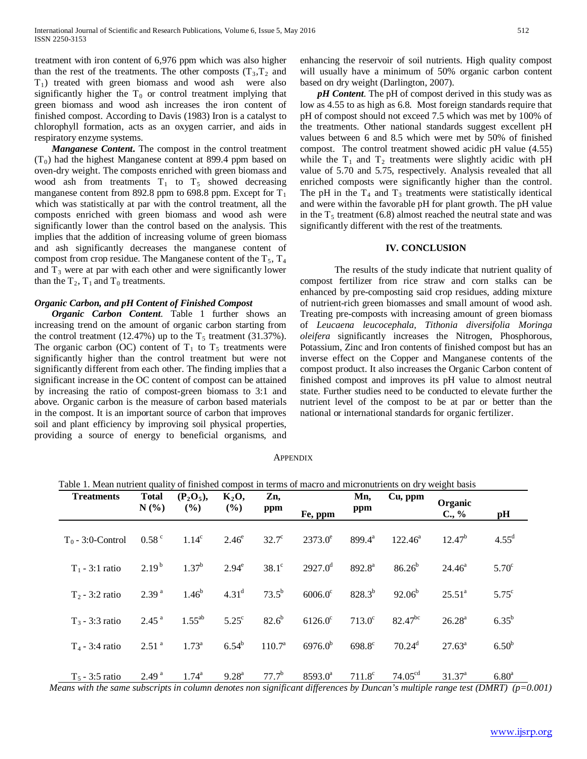treatment with iron content of 6,976 ppm which was also higher than the rest of the treatments. The other composts ($T_3$,$T_2$ and $T_1$) treated with green biomass and wood ash were also significantly higher the $T_0$ or control treatment implying that green biomass and wood ash increases the iron content of finished compost. According to Davis (1983) Iron is a catalyst to chlorophyll formation, acts as an oxygen carrier, and aids in respiratory enzyme systems.

***Manganese Content***. The compost in the control treatment ($T_0$) had the highest Manganese content at 899.4 ppm based on oven-dry weight. The composts enriched with green biomass and wood ash from treatments $T_1$ to $T_5$ showed decreasing manganese content from 892.8 ppm to 698.8 ppm. Except for $T_1$ which was statistically at par with the control treatment, all the composts enriched with green biomass and wood ash were significantly lower than the control based on the analysis. This implies that the addition of increasing volume of green biomass and ash significantly decreases the manganese content of compost from crop residue. The Manganese content of the $T_5$, $T_4$ and $T_3$ were at par with each other and were significantly lower than the $T_2$, $T_1$ and $T_0$ treatments.

### *Organic Carbon, and pH Content of Finished Compost*

***Organic Carbon Content***. Table 1 further shows an increasing trend on the amount of organic carbon starting from the control treatment (12.47%) up to the $T_5$ treatment (31.37%). The organic carbon (OC) content of $T_1$ to $T_5$ treatments were significantly higher than the control treatment but were not significantly different from each other. The finding implies that a significant increase in the OC content of compost can be attained by increasing the ratio of compost-green biomass to 3:1 and above. Organic carbon is the measure of carbon based materials in the compost. It is an important source of carbon that improves soil and plant efficiency by improving soil physical properties, providing a source of energy to beneficial organisms, and enhancing the reservoir of soil nutrients. High quality compost will usually have a minimum of 50% organic carbon content based on dry weight (Darlington, 2007).

***pH Content***. The pH of compost derived in this study was as low as 4.55 to as high as 6.8. Most foreign standards require that pH of compost should not exceed 7.5 which was met by 100% of the treatments. Other national standards suggest excellent pH values between 6 and 8.5 which were met by 50% of finished compost. The control treatment showed acidic pH value (4.55) while the $T_1$ and $T_2$ treatments were slightly acidic with pH value of 5.70 and 5.75, respectively. Analysis revealed that all enriched composts were significantly higher than the control. The pH in the $T_4$ and $T_3$ treatments were statistically identical and were within the favorable pH for plant growth. The pH value in the $T_5$ treatment (6.8) almost reached the neutral state and was significantly different with the rest of the treatments.

## IV. CONCLUSION

The results of the study indicate that nutrient quality of compost fertilizer from rice straw and corn stalks can be enhanced by pre-composting said crop residues, adding mixture of nutrient-rich green biomasses and small amount of wood ash. Treating pre-composts with increasing amount of green biomass of *Leucaena leucocephala, Tithonia diversifolia Moringa oleifera* significantly increases the Nitrogen, Phosphorous, Potassium, Zinc and Iron contents of finished compost but has an inverse effect on the Copper and Manganese contents of the compost product. It also increases the Organic Carbon content of finished compost and improves its pH value to almost neutral state. Further studies need to be conducted to elevate further the nutrient level of the compost to be at par or better than the national or international standards for organic fertilizer.

## APPENDIX

Table 1. Mean nutrient quality of finished compost in terms of macro and micronutrients on dry weight basis

| Treatments | Total N (%) | ($P_2O_5$), (%) | $K_2O$, (%) | Zn, ppm | Fe, ppm | Mn, ppm | Cu, ppm | Organic C., % | pH |
|---|---|---|---|---|---|---|---|---|---|
| $T_0$ - 3:0-Control | $0.58^{c}$ | $1.14^{c}$ | $2.46^{e}$ | $32.7^{c}$ | $2373.0^{e}$ | $899.4^{a}$ | $122.46^{a}$ | $12.47^{b}$ | $4.55^{d}$ |
| $T_1$ - 3:1 ratio | $2.19^{b}$ | $1.37^{b}$ | $2.94^{e}$ | $38.1^{c}$ | $2927.0^{d}$ | $892.8^{a}$ | $86.26^{b}$ | $24.46^{a}$ | $5.70^{c}$ |
| $T_2$ - 3:2 ratio | $2.39^{a}$ | $1.46^{b}$ | $4.31^{d}$ | $73.5^{b}$ | $6006.0^{c}$ | $828.3^{b}$ | $92.06^{b}$ | $25.51^{a}$ | $5.75^{c}$ |
| $T_3$ - 3:3 ratio | $2.45^{a}$ | $1.55^{ab}$ | $5.25^{c}$ | $82.6^{b}$ | $6126.0^{c}$ | $713.0^{c}$ | $82.47^{bc}$ | $26.28^{a}$ | $6.35^{b}$ |
| $T_4$ - 3:4 ratio | $2.51^{a}$ | $1.73^{a}$ | $6.54^{b}$ | $110.7^{a}$ | $6976.0^{b}$ | $698.8^{c}$ | $70.24^{d}$ | $27.63^{a}$ | $6.50^{b}$ |
| $T_5$ - 3:5 ratio | $2.49^{a}$ | $1.74^{a}$ | $9.28^{a}$ | $77.7^{b}$ | $8593.0^{a}$ | $711.8^{c}$ | $74.05^{cd}$ | $31.37^{a}$ | $6.80^{a}$ |

*Means with the same subscripts in column denotes non significant differences by Duncan's multiple range test (DMRT) (p=0.001)*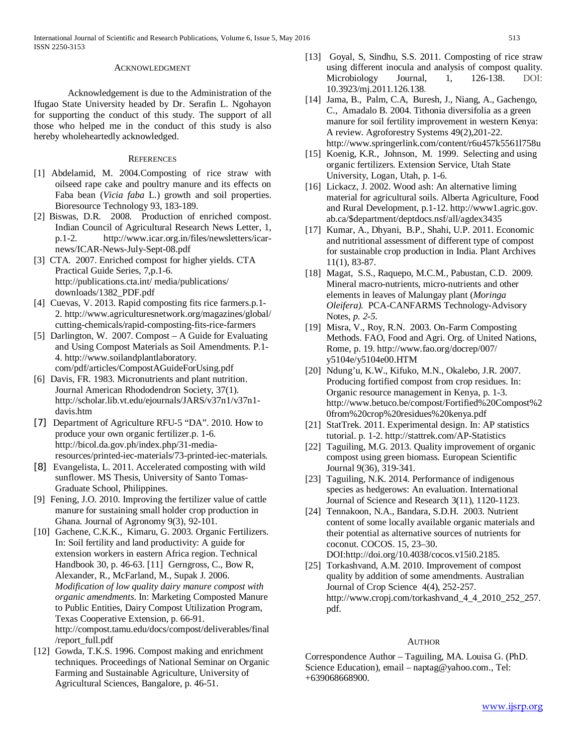## Acknowledgment

Acknowledgement is due to the Administration of the Ifugao State University headed by Dr. Serafin L. Ngohayon for supporting the conduct of this study. The support of all those who helped me in the conduct of this study is also hereby wholeheartedly acknowledged.

## References

[1] Abdelamid, M. 2004.Composting of rice straw with oilseed rape cake and poultry manure and its effects on Faba bean (*Vicia faba* L.) growth and soil properties. Bioresource Technology 93, 183-189.

[2] Biswas, D.R. 2008. Production of enriched compost. Indian Council of Agricultural Research News Letter, 1, p.1-2. http://www.icar.org.in/files/newsletters/icar-news/ICAR-News-July-Sept-08.pdf

[3] CTA. 2007. Enriched compost for higher yields. CTA Practical Guide Series, 7,p.1-6. http://publications.cta.int/ media/publications/ downloads/1382_PDF.pdf

[4] Cuevas, V. 2013. Rapid composting fits rice farmers.p.1-2. http://www.agriculturesnetwork.org/magazines/global/ cutting-chemicals/rapid-composting-fits-rice-farmers

[5] Darlington, W. 2007. Compost – A Guide for Evaluating and Using Compost Materials as Soil Amendments. P.1-4. http://www.soilandplantlaboratory. com/pdf/articles/CompostAGuideForUsing.pdf

[6] Davis, FR. 1983. Micronutrients and plant nutrition. Journal American Rhododendron Society, 37(1). http://scholar.lib.vt.edu/ejournals/JARS/v37n1/v37n1-davis.htm

[7] Department of Agriculture RFU-5 "DA". 2010. How to produce your own organic fertilizer.p. 1-6. http://bicol.da.gov.ph/index.php/31-media-resources/printed-iec-materials/73-printed-iec-materials.

[8] Evangelista, L. 2011. Accelerated composting with wild sunflower. MS Thesis, University of Santo Tomas-Graduate School, Philippines.

[9] Fening, J.O. 2010. Improving the fertilizer value of cattle manure for sustaining small holder crop production in Ghana. Journal of Agronomy 9(3), 92-101.

[10] Gachene, C.K.K., Kimaru, G. 2003. Organic Fertilizers. In: Soil fertility and land productivity: A guide for extension workers in eastern Africa region. Technical Handbook 30, p. 46-63. [11] Gerngross, C., Bow R, Alexander, R., McFarland, M., Supak J. 2006. *Modification of low quality dairy manure compost with organic amendments*. In: Marketing Composted Manure to Public Entities, Dairy Compost Utilization Program, Texas Cooperative Extension, p. 66-91. http://compost.tamu.edu/docs/compost/deliverables/final /report_full.pdf

[12] Gowda, T.K.S. 1996. Compost making and enrichment techniques. Proceedings of National Seminar on Organic Farming and Sustainable Agriculture, University of Agricultural Sciences, Bangalore, p. 46-51.

[13] Goyal, S, Sindhu, S.S. 2011. Composting of rice straw using different inocula and analysis of compost quality. Microbiology Journal, 1, 126-138. DOI: 10.3923/mj.2011.126.138.

[14] Jama, B., Palm, C.A, Buresh, J., Niang, A., Gachengo, C., Amadalo B. 2004. Tithonia diversifolia as a green manure for soil fertility improvement in western Kenya: A review. Agroforestry Systems 49(2),201-22. http://www.springerlink.com/content/r6u457k5561l758u

[15] Koenig, K.R., Johnson, M. 1999. Selecting and using organic fertilizers. Extension Service, Utah State University, Logan, Utah, p. 1-6.

[16] Lickacz, J. 2002. Wood ash: An alternative liming material for agricultural soils. Alberta Agriculture, Food and Rural Development, p.1-12. http://www1.agric.gov. ab.ca/$department/deptdocs.nsf/all/agdex3435

[17] Kumar, A., Dhyani, B.P., Shahi, U.P. 2011. Economic and nutritional assessment of different type of compost for sustainable crop production in India. Plant Archives 11(1), 83-87.

[18] Magat, S.S., Raquepo, M.C.M., Pabustan, C.D. 2009. Mineral macro-nutrients, micro-nutrients and other elements in leaves of Malungay plant (*Moringa Oleifera).* PCA-CANFARMS Technology-Advisory Notes, *p. 2-5*.

[19] Misra, V., Roy, R.N. 2003. On-Farm Composting Methods. FAO, Food and Agri. Org. of United Nations, Rome, p. 19. http://www.fao.org/docrep/007/ y5104e/y5104e00.HTM

[20] Ndung'u, K.W., Kifuko, M.N., Okalebo, J.R. 2007. Producing fortified compost from crop residues. In: Organic resource management in Kenya, p. 1-3. http://www.betuco.be/compost/Fortified%20Compost%20from%20crop%20residues%20kenya.pdf

[21] StatTrek. 2011. Experimental design. In: AP statistics tutorial. p. 1-2. http://stattrek.com/AP-Statistics

[22] Taguiling, M.G. 2013. Quality improvement of organic compost using green biomass. European Scientific Journal 9(36), 319-341.

[23] Taguiling, N.K. 2014. Performance of indigenous species as hedgerows: An evaluation. International Journal of Science and Research 3(11), 1120-1123.

[24] Tennakoon, N.A., Bandara, S.D.H. 2003. Nutrient content of some locally available organic materials and their potential as alternative sources of nutrients for coconut. COCOS. 15, 23–30. DOI:http://doi.org/10.4038/cocos.v15i0.2185.

[25] Torkashvand, A.M. 2010. Improvement of compost quality by addition of some amendments. Australian Journal of Crop Science 4(4), 252-257. http://www.cropj.com/torkashvand_4_4_2010_252_257.pdf.

## Author

Correspondence Author – Taguiling, MA. Louisa G. (PhD. Science Education), email – naptag@yahoo.com., Tel: +639068668900.